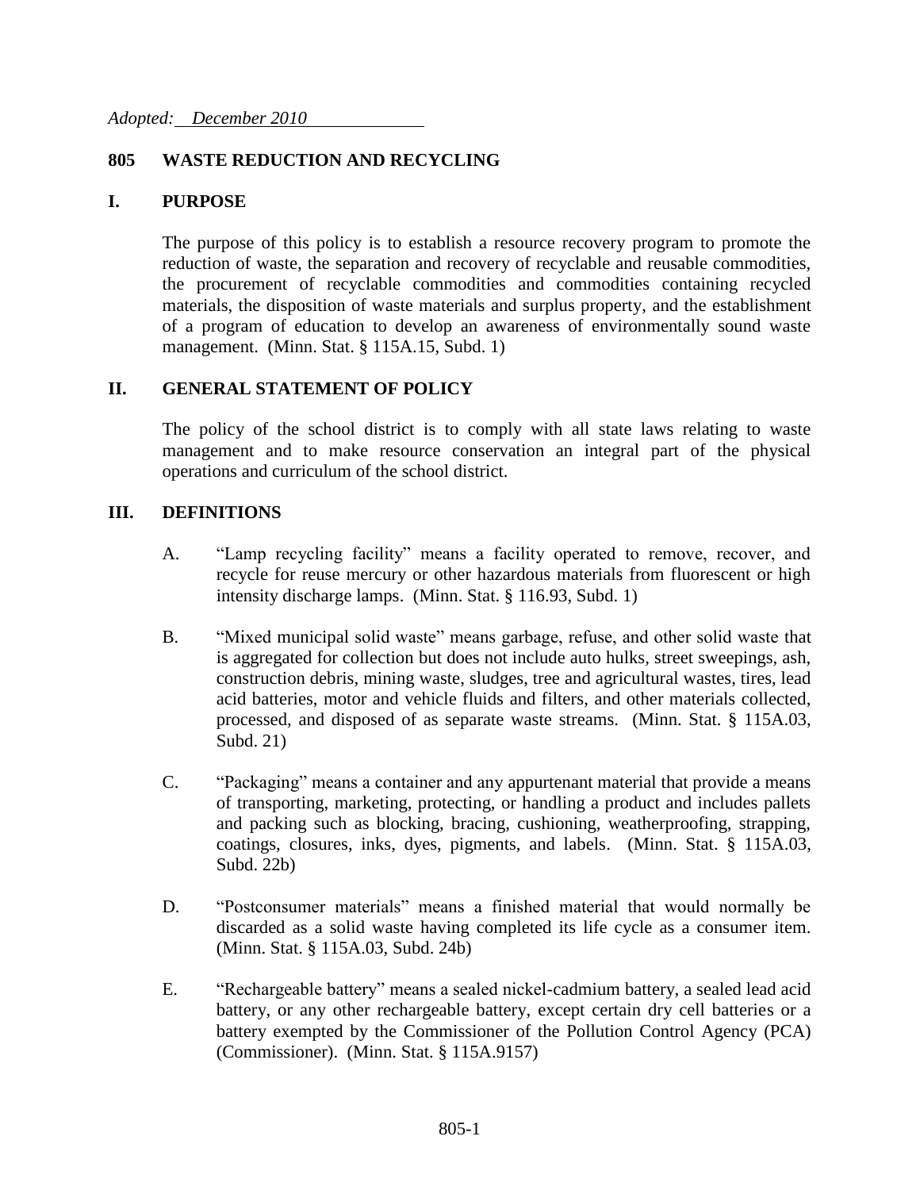*Adopted: December 2010*

# 805 WASTE REDUCTION AND RECYCLING

## I. PURPOSE

The purpose of this policy is to establish a resource recovery program to promote the reduction of waste, the separation and recovery of recyclable and reusable commodities, the procurement of recyclable commodities and commodities containing recycled materials, the disposition of waste materials and surplus property, and the establishment of a program of education to develop an awareness of environmentally sound waste management. (Minn. Stat. § 115A.15, Subd. 1)

## II. GENERAL STATEMENT OF POLICY

The policy of the school district is to comply with all state laws relating to waste management and to make resource conservation an integral part of the physical operations and curriculum of the school district.

## III. DEFINITIONS

A. "Lamp recycling facility" means a facility operated to remove, recover, and recycle for reuse mercury or other hazardous materials from fluorescent or high intensity discharge lamps. (Minn. Stat. § 116.93, Subd. 1)

B. "Mixed municipal solid waste" means garbage, refuse, and other solid waste that is aggregated for collection but does not include auto hulks, street sweepings, ash, construction debris, mining waste, sludges, tree and agricultural wastes, tires, lead acid batteries, motor and vehicle fluids and filters, and other materials collected, processed, and disposed of as separate waste streams. (Minn. Stat. § 115A.03, Subd. 21)

C. "Packaging" means a container and any appurtenant material that provide a means of transporting, marketing, protecting, or handling a product and includes pallets and packing such as blocking, bracing, cushioning, weatherproofing, strapping, coatings, closures, inks, dyes, pigments, and labels. (Minn. Stat. § 115A.03, Subd. 22b)

D. "Postconsumer materials" means a finished material that would normally be discarded as a solid waste having completed its life cycle as a consumer item. (Minn. Stat. § 115A.03, Subd. 24b)

E. "Rechargeable battery" means a sealed nickel-cadmium battery, a sealed lead acid battery, or any other rechargeable battery, except certain dry cell batteries or a battery exempted by the Commissioner of the Pollution Control Agency (PCA) (Commissioner). (Minn. Stat. § 115A.9157)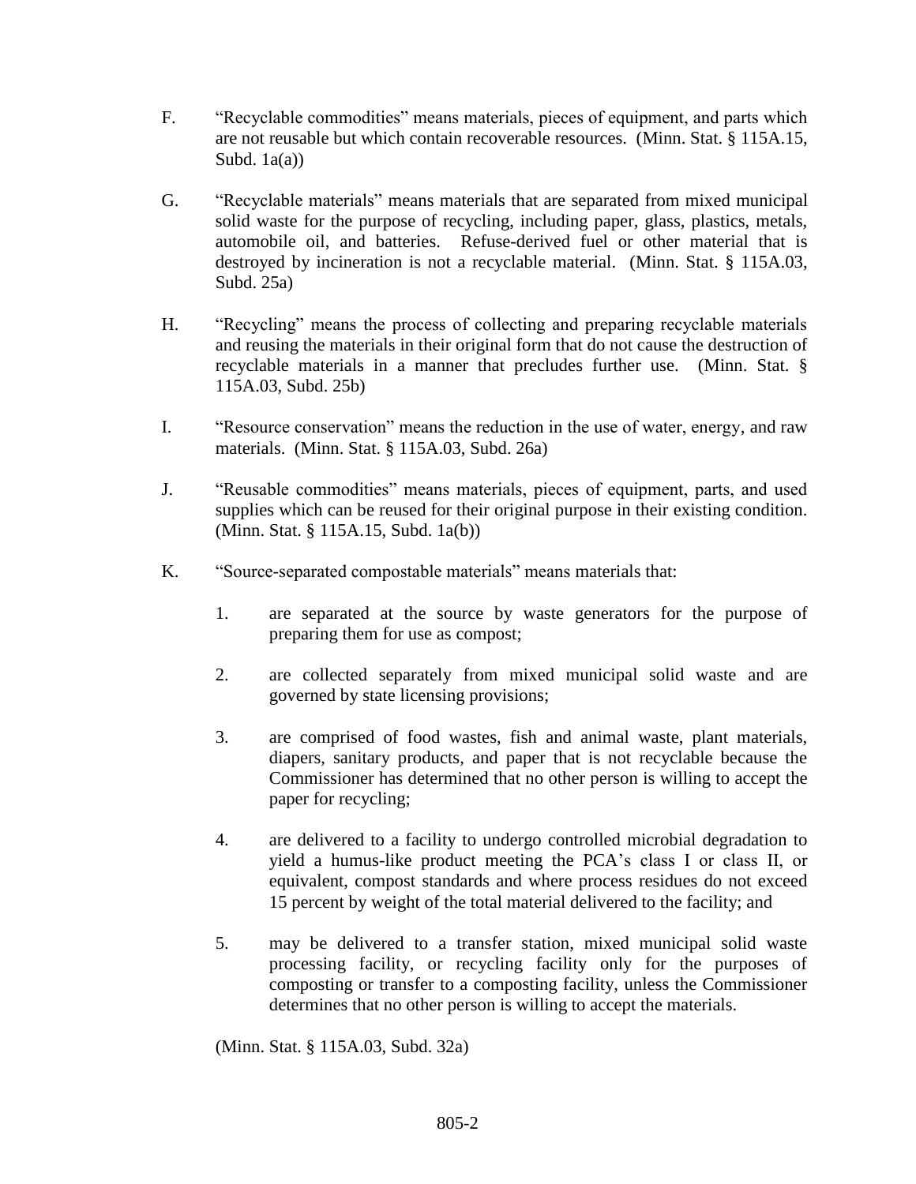F. "Recyclable commodities" means materials, pieces of equipment, and parts which are not reusable but which contain recoverable resources. (Minn. Stat. § 115A.15, Subd. 1a(a))

G. "Recyclable materials" means materials that are separated from mixed municipal solid waste for the purpose of recycling, including paper, glass, plastics, metals, automobile oil, and batteries. Refuse-derived fuel or other material that is destroyed by incineration is not a recyclable material. (Minn. Stat. § 115A.03, Subd. 25a)

H. "Recycling" means the process of collecting and preparing recyclable materials and reusing the materials in their original form that do not cause the destruction of recyclable materials in a manner that precludes further use. (Minn. Stat. § 115A.03, Subd. 25b)

I. "Resource conservation" means the reduction in the use of water, energy, and raw materials. (Minn. Stat. § 115A.03, Subd. 26a)

J. "Reusable commodities" means materials, pieces of equipment, parts, and used supplies which can be reused for their original purpose in their existing condition. (Minn. Stat. § 115A.15, Subd. 1a(b))

K. "Source-separated compostable materials" means materials that:

1. are separated at the source by waste generators for the purpose of preparing them for use as compost;

2. are collected separately from mixed municipal solid waste and are governed by state licensing provisions;

3. are comprised of food wastes, fish and animal waste, plant materials, diapers, sanitary products, and paper that is not recyclable because the Commissioner has determined that no other person is willing to accept the paper for recycling;

4. are delivered to a facility to undergo controlled microbial degradation to yield a humus-like product meeting the PCA's class I or class II, or equivalent, compost standards and where process residues do not exceed 15 percent by weight of the total material delivered to the facility; and

5. may be delivered to a transfer station, mixed municipal solid waste processing facility, or recycling facility only for the purposes of composting or transfer to a composting facility, unless the Commissioner determines that no other person is willing to accept the materials.

(Minn. Stat. § 115A.03, Subd. 32a)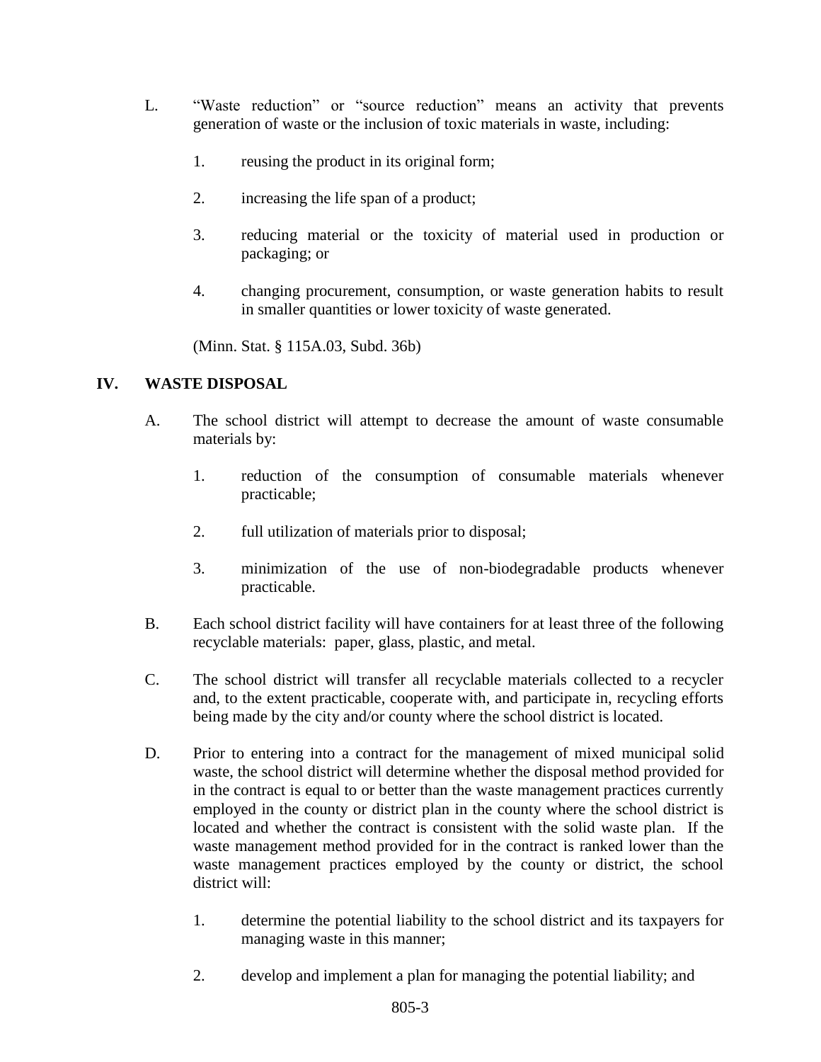L. "Waste reduction" or "source reduction" means an activity that prevents generation of waste or the inclusion of toxic materials in waste, including:

   1. reusing the product in its original form;

   2. increasing the life span of a product;

   3. reducing material or the toxicity of material used in production or packaging; or

   4. changing procurement, consumption, or waste generation habits to result in smaller quantities or lower toxicity of waste generated.

   (Minn. Stat. § 115A.03, Subd. 36b)

## IV. WASTE DISPOSAL

A. The school district will attempt to decrease the amount of waste consumable materials by:

   1. reduction of the consumption of consumable materials whenever practicable;

   2. full utilization of materials prior to disposal;

   3. minimization of the use of non-biodegradable products whenever practicable.

B. Each school district facility will have containers for at least three of the following recyclable materials: paper, glass, plastic, and metal.

C. The school district will transfer all recyclable materials collected to a recycler and, to the extent practicable, cooperate with, and participate in, recycling efforts being made by the city and/or county where the school district is located.

D. Prior to entering into a contract for the management of mixed municipal solid waste, the school district will determine whether the disposal method provided for in the contract is equal to or better than the waste management practices currently employed in the county or district plan in the county where the school district is located and whether the contract is consistent with the solid waste plan. If the waste management method provided for in the contract is ranked lower than the waste management practices employed by the county or district, the school district will:

   1. determine the potential liability to the school district and its taxpayers for managing waste in this manner;

   2. develop and implement a plan for managing the potential liability; and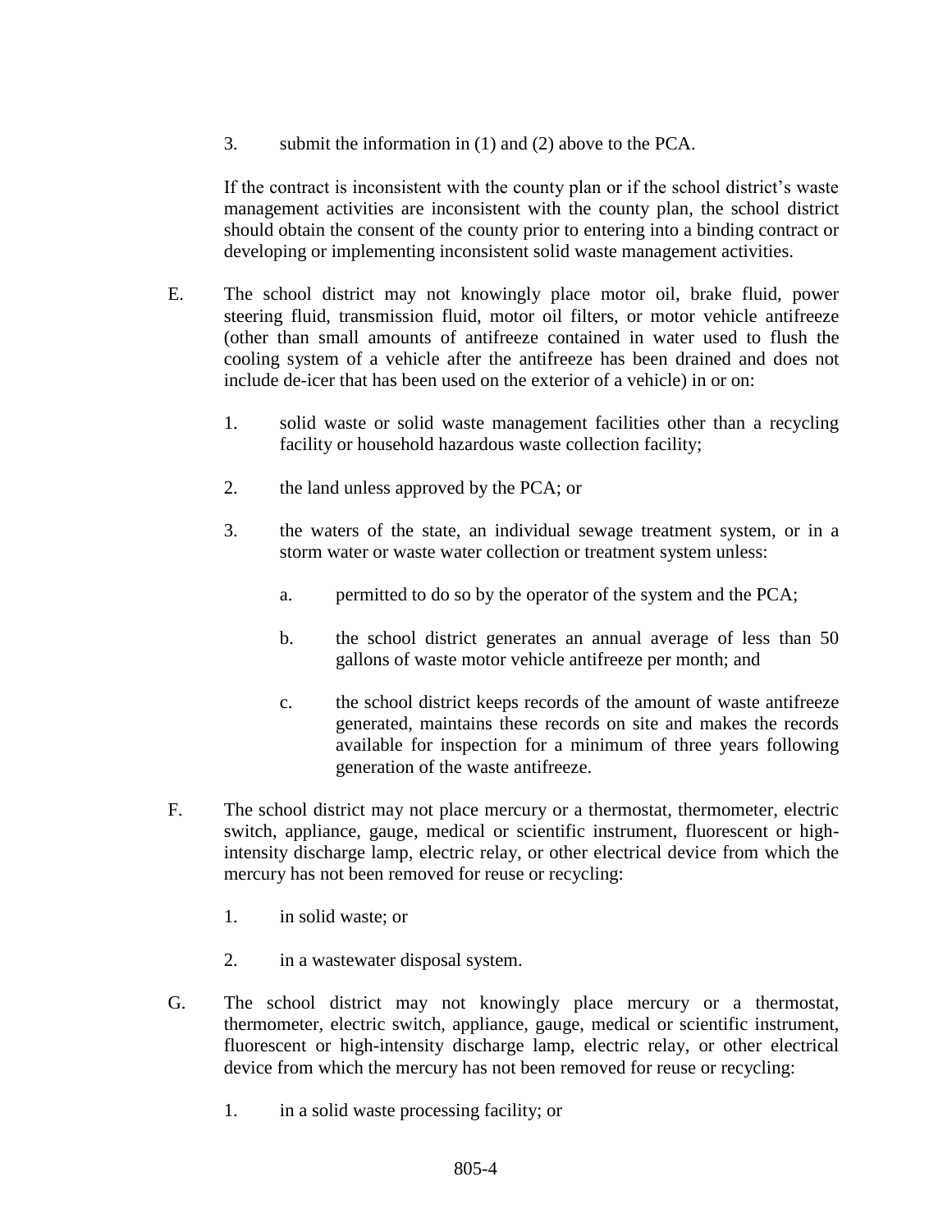3. submit the information in (1) and (2) above to the PCA.

If the contract is inconsistent with the county plan or if the school district's waste management activities are inconsistent with the county plan, the school district should obtain the consent of the county prior to entering into a binding contract or developing or implementing inconsistent solid waste management activities.

E. The school district may not knowingly place motor oil, brake fluid, power steering fluid, transmission fluid, motor oil filters, or motor vehicle antifreeze (other than small amounts of antifreeze contained in water used to flush the cooling system of a vehicle after the antifreeze has been drained and does not include de-icer that has been used on the exterior of a vehicle) in or on:

   1. solid waste or solid waste management facilities other than a recycling facility or household hazardous waste collection facility;

   2. the land unless approved by the PCA; or

   3. the waters of the state, an individual sewage treatment system, or in a storm water or waste water collection or treatment system unless:

      a. permitted to do so by the operator of the system and the PCA;

      b. the school district generates an annual average of less than 50 gallons of waste motor vehicle antifreeze per month; and

      c. the school district keeps records of the amount of waste antifreeze generated, maintains these records on site and makes the records available for inspection for a minimum of three years following generation of the waste antifreeze.

F. The school district may not place mercury or a thermostat, thermometer, electric switch, appliance, gauge, medical or scientific instrument, fluorescent or high-intensity discharge lamp, electric relay, or other electrical device from which the mercury has not been removed for reuse or recycling:

   1. in solid waste; or

   2. in a wastewater disposal system.

G. The school district may not knowingly place mercury or a thermostat, thermometer, electric switch, appliance, gauge, medical or scientific instrument, fluorescent or high-intensity discharge lamp, electric relay, or other electrical device from which the mercury has not been removed for reuse or recycling:

   1. in a solid waste processing facility; or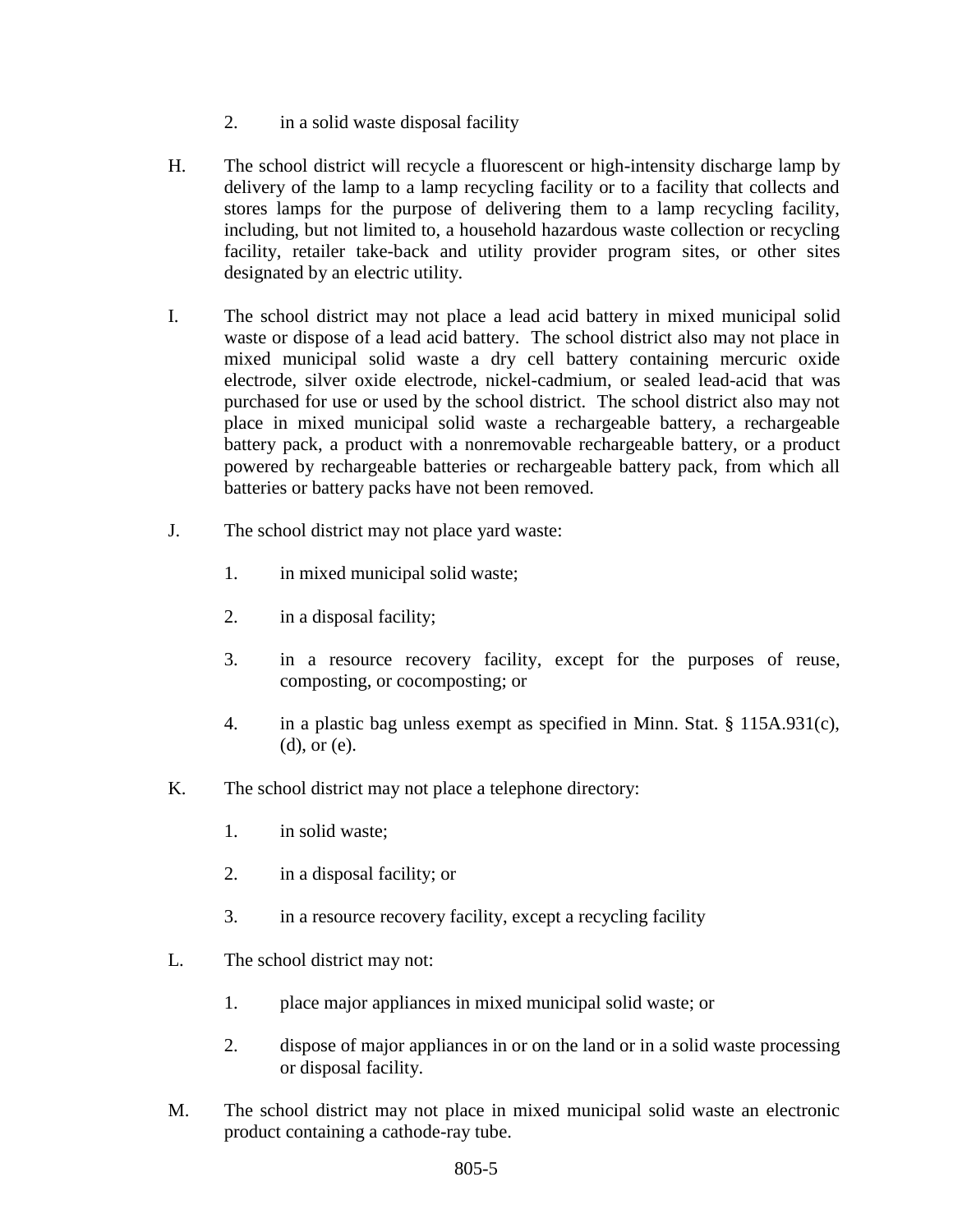2. in a solid waste disposal facility

H. The school district will recycle a fluorescent or high-intensity discharge lamp by delivery of the lamp to a lamp recycling facility or to a facility that collects and stores lamps for the purpose of delivering them to a lamp recycling facility, including, but not limited to, a household hazardous waste collection or recycling facility, retailer take-back and utility provider program sites, or other sites designated by an electric utility.

I. The school district may not place a lead acid battery in mixed municipal solid waste or dispose of a lead acid battery. The school district also may not place in mixed municipal solid waste a dry cell battery containing mercuric oxide electrode, silver oxide electrode, nickel-cadmium, or sealed lead-acid that was purchased for use or used by the school district. The school district also may not place in mixed municipal solid waste a rechargeable battery, a rechargeable battery pack, a product with a nonremovable rechargeable battery, or a product powered by rechargeable batteries or rechargeable battery pack, from which all batteries or battery packs have not been removed.

J. The school district may not place yard waste:

1. in mixed municipal solid waste;

2. in a disposal facility;

3. in a resource recovery facility, except for the purposes of reuse, composting, or cocomposting; or

4. in a plastic bag unless exempt as specified in Minn. Stat. § 115A.931(c), (d), or (e).

K. The school district may not place a telephone directory:

1. in solid waste;

2. in a disposal facility; or

3. in a resource recovery facility, except a recycling facility

L. The school district may not:

1. place major appliances in mixed municipal solid waste; or

2. dispose of major appliances in or on the land or in a solid waste processing or disposal facility.

M. The school district may not place in mixed municipal solid waste an electronic product containing a cathode-ray tube.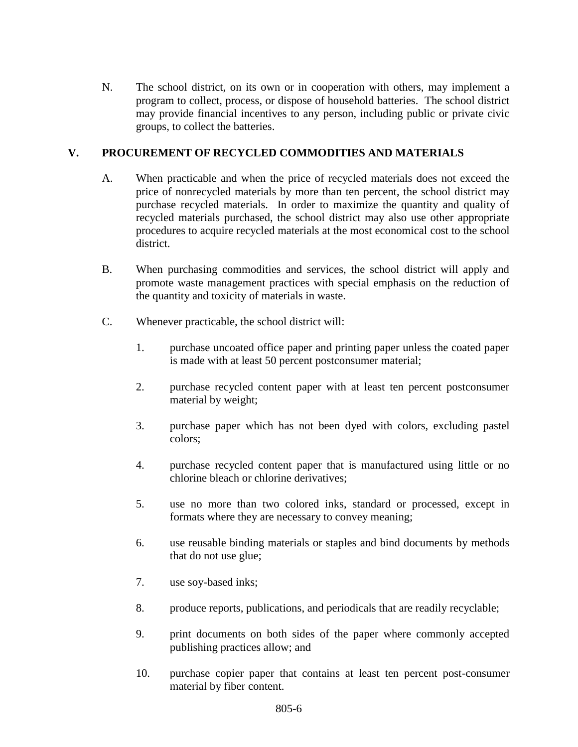N. The school district, on its own or in cooperation with others, may implement a program to collect, process, or dispose of household batteries. The school district may provide financial incentives to any person, including public or private civic groups, to collect the batteries.

## V. PROCUREMENT OF RECYCLED COMMODITIES AND MATERIALS

A. When practicable and when the price of recycled materials does not exceed the price of nonrecycled materials by more than ten percent, the school district may purchase recycled materials. In order to maximize the quantity and quality of recycled materials purchased, the school district may also use other appropriate procedures to acquire recycled materials at the most economical cost to the school district.

B. When purchasing commodities and services, the school district will apply and promote waste management practices with special emphasis on the reduction of the quantity and toxicity of materials in waste.

C. Whenever practicable, the school district will:

1. purchase uncoated office paper and printing paper unless the coated paper is made with at least 50 percent postconsumer material;
2. purchase recycled content paper with at least ten percent postconsumer material by weight;
3. purchase paper which has not been dyed with colors, excluding pastel colors;
4. purchase recycled content paper that is manufactured using little or no chlorine bleach or chlorine derivatives;
5. use no more than two colored inks, standard or processed, except in formats where they are necessary to convey meaning;
6. use reusable binding materials or staples and bind documents by methods that do not use glue;
7. use soy-based inks;
8. produce reports, publications, and periodicals that are readily recyclable;
9. print documents on both sides of the paper where commonly accepted publishing practices allow; and
10. purchase copier paper that contains at least ten percent post-consumer material by fiber content.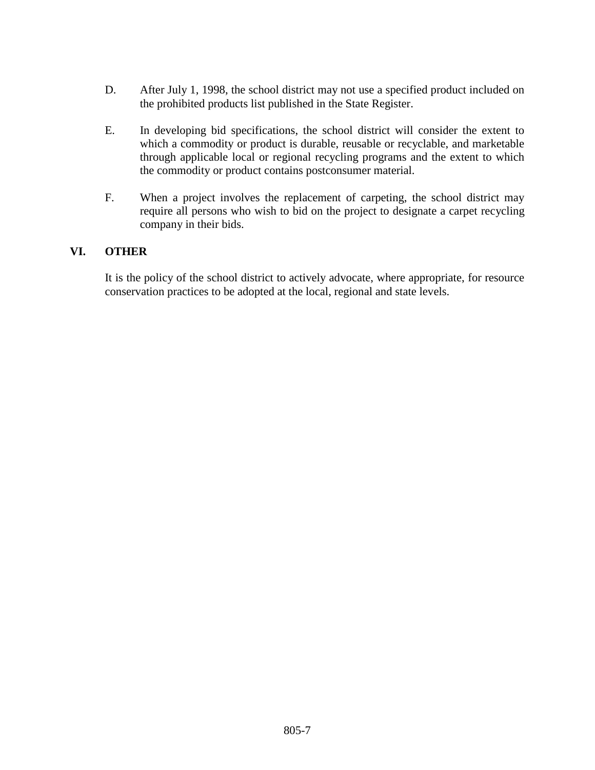D. After July 1, 1998, the school district may not use a specified product included on the prohibited products list published in the State Register.

E. In developing bid specifications, the school district will consider the extent to which a commodity or product is durable, reusable or recyclable, and marketable through applicable local or regional recycling programs and the extent to which the commodity or product contains postconsumer material.

F. When a project involves the replacement of carpeting, the school district may require all persons who wish to bid on the project to designate a carpet recycling company in their bids.

## VI. OTHER

It is the policy of the school district to actively advocate, where appropriate, for resource conservation practices to be adopted at the local, regional and state levels.